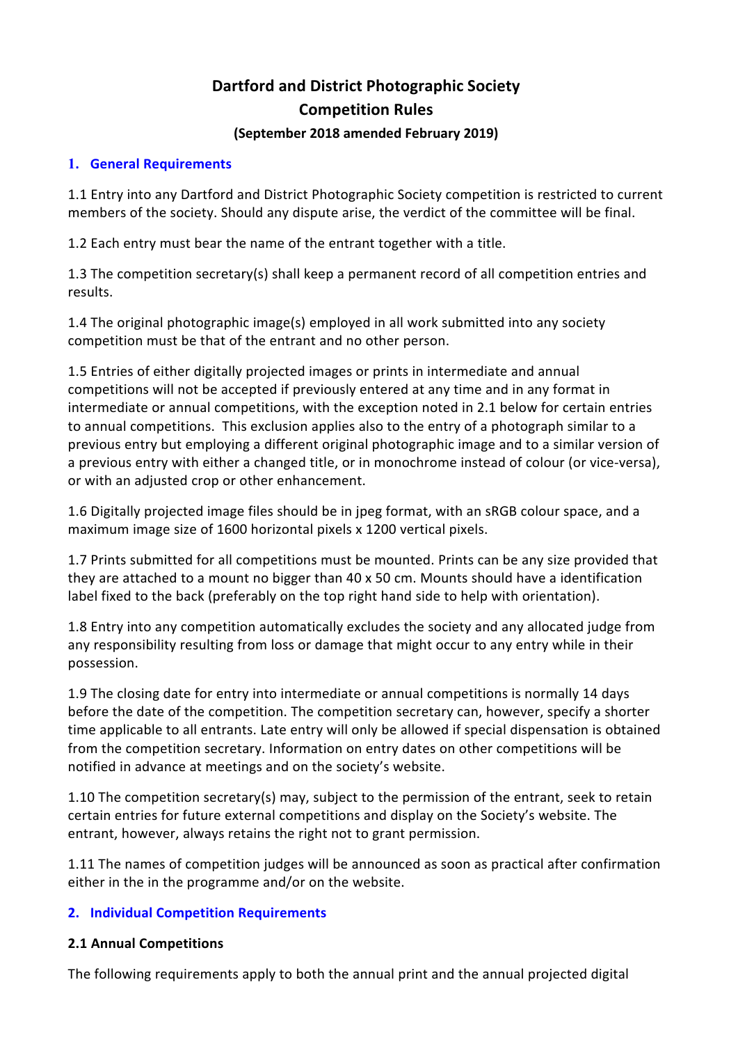# Dartford and District Photographic Society
# Competition Rules
### (September 2018 amended February 2019)

## 1. General Requirements

1.1 Entry into any Dartford and District Photographic Society competition is restricted to current members of the society. Should any dispute arise, the verdict of the committee will be final.

1.2 Each entry must bear the name of the entrant together with a title.

1.3 The competition secretary(s) shall keep a permanent record of all competition entries and results.

1.4 The original photographic image(s) employed in all work submitted into any society competition must be that of the entrant and no other person.

1.5 Entries of either digitally projected images or prints in intermediate and annual competitions will not be accepted if previously entered at any time and in any format in intermediate or annual competitions, with the exception noted in 2.1 below for certain entries to annual competitions. This exclusion applies also to the entry of a photograph similar to a previous entry but employing a different original photographic image and to a similar version of a previous entry with either a changed title, or in monochrome instead of colour (or vice-versa), or with an adjusted crop or other enhancement.

1.6 Digitally projected image files should be in jpeg format, with an sRGB colour space, and a maximum image size of 1600 horizontal pixels x 1200 vertical pixels.

1.7 Prints submitted for all competitions must be mounted. Prints can be any size provided that they are attached to a mount no bigger than 40 x 50 cm. Mounts should have a identification label fixed to the back (preferably on the top right hand side to help with orientation).

1.8 Entry into any competition automatically excludes the society and any allocated judge from any responsibility resulting from loss or damage that might occur to any entry while in their possession.

1.9 The closing date for entry into intermediate or annual competitions is normally 14 days before the date of the competition. The competition secretary can, however, specify a shorter time applicable to all entrants. Late entry will only be allowed if special dispensation is obtained from the competition secretary. Information on entry dates on other competitions will be notified in advance at meetings and on the society's website.

1.10 The competition secretary(s) may, subject to the permission of the entrant, seek to retain certain entries for future external competitions and display on the Society's website. The entrant, however, always retains the right not to grant permission.

1.11 The names of competition judges will be announced as soon as practical after confirmation either in the in the programme and/or on the website.

## 2. Individual Competition Requirements

### 2.1 Annual Competitions

The following requirements apply to both the annual print and the annual projected digital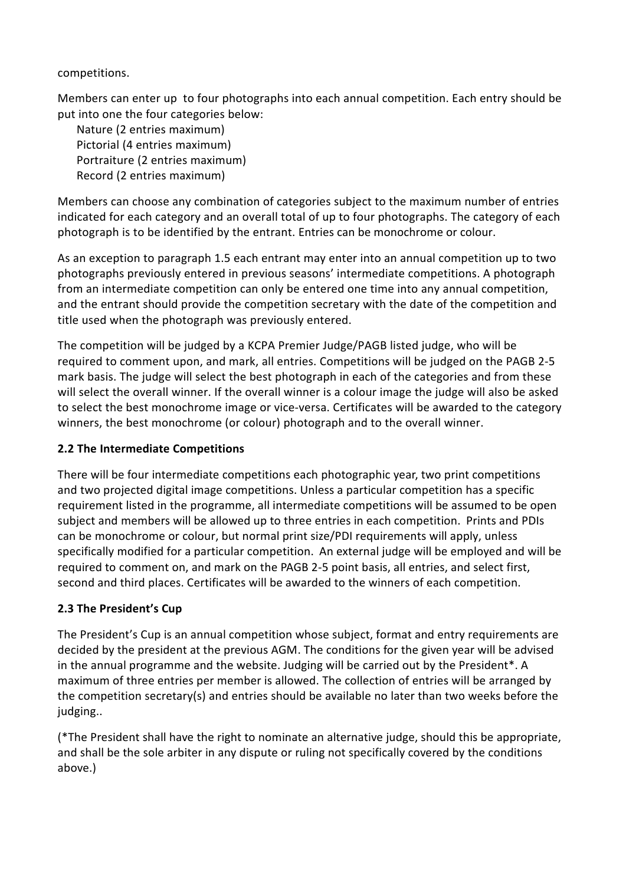competitions.

Members can enter up  to four photographs into each annual competition. Each entry should be put into one the four categories below:

Nature (2 entries maximum)
Pictorial (4 entries maximum)
Portraiture (2 entries maximum)
Record (2 entries maximum)

Members can choose any combination of categories subject to the maximum number of entries indicated for each category and an overall total of up to four photographs. The category of each photograph is to be identified by the entrant. Entries can be monochrome or colour.

As an exception to paragraph 1.5 each entrant may enter into an annual competition up to two photographs previously entered in previous seasons' intermediate competitions. A photograph from an intermediate competition can only be entered one time into any annual competition, and the entrant should provide the competition secretary with the date of the competition and title used when the photograph was previously entered.

The competition will be judged by a KCPA Premier Judge/PAGB listed judge, who will be required to comment upon, and mark, all entries. Competitions will be judged on the PAGB 2-5 mark basis. The judge will select the best photograph in each of the categories and from these will select the overall winner. If the overall winner is a colour image the judge will also be asked to select the best monochrome image or vice-versa. Certificates will be awarded to the category winners, the best monochrome (or colour) photograph and to the overall winner.

### 2.2 The Intermediate Competitions

There will be four intermediate competitions each photographic year, two print competitions and two projected digital image competitions. Unless a particular competition has a specific requirement listed in the programme, all intermediate competitions will be assumed to be open subject and members will be allowed up to three entries in each competition.  Prints and PDIs can be monochrome or colour, but normal print size/PDI requirements will apply, unless specifically modified for a particular competition.  An external judge will be employed and will be required to comment on, and mark on the PAGB 2-5 point basis, all entries, and select first, second and third places. Certificates will be awarded to the winners of each competition.

### 2.3 The President's Cup

The President's Cup is an annual competition whose subject, format and entry requirements are decided by the president at the previous AGM. The conditions for the given year will be advised in the annual programme and the website. Judging will be carried out by the President*. A maximum of three entries per member is allowed. The collection of entries will be arranged by the competition secretary(s) and entries should be available no later than two weeks before the judging..

(*The President shall have the right to nominate an alternative judge, should this be appropriate, and shall be the sole arbiter in any dispute or ruling not specifically covered by the conditions above.)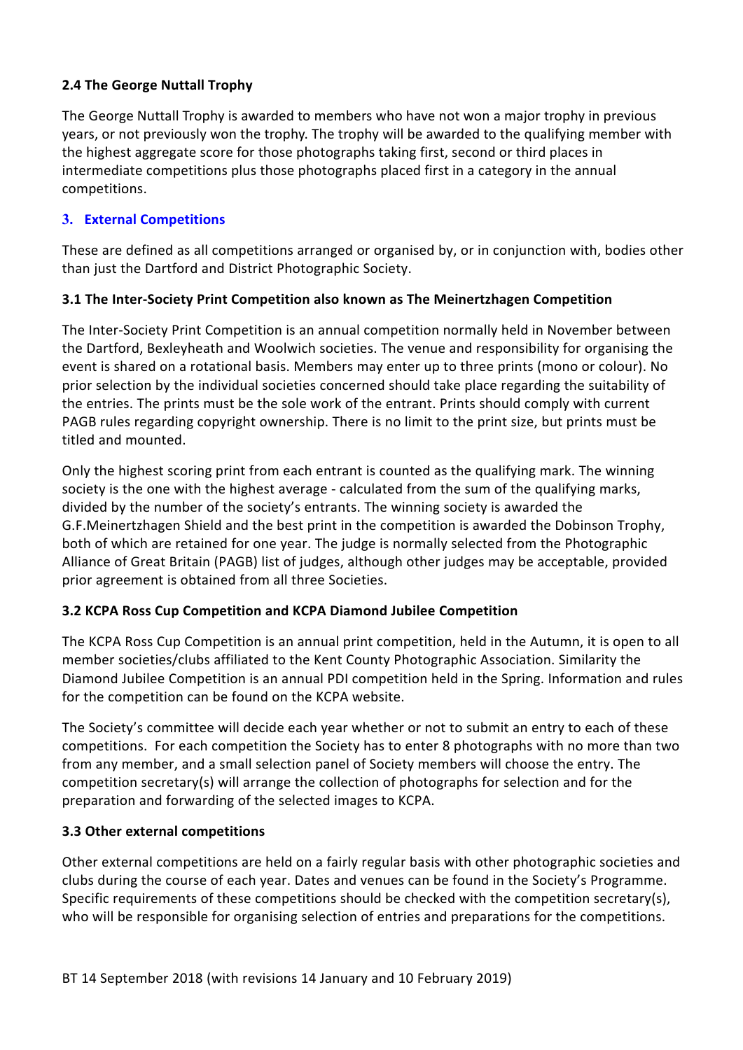### 2.4 The George Nuttall Trophy

The George Nuttall Trophy is awarded to members who have not won a major trophy in previous years, or not previously won the trophy. The trophy will be awarded to the qualifying member with the highest aggregate score for those photographs taking first, second or third places in intermediate competitions plus those photographs placed first in a category in the annual competitions.

## 3. External Competitions

These are defined as all competitions arranged or organised by, or in conjunction with, bodies other than just the Dartford and District Photographic Society.

### 3.1 The Inter-Society Print Competition also known as The Meinertzhagen Competition

The Inter-Society Print Competition is an annual competition normally held in November between the Dartford, Bexleyheath and Woolwich societies. The venue and responsibility for organising the event is shared on a rotational basis. Members may enter up to three prints (mono or colour). No prior selection by the individual societies concerned should take place regarding the suitability of the entries. The prints must be the sole work of the entrant. Prints should comply with current PAGB rules regarding copyright ownership. There is no limit to the print size, but prints must be titled and mounted.

Only the highest scoring print from each entrant is counted as the qualifying mark. The winning society is the one with the highest average - calculated from the sum of the qualifying marks, divided by the number of the society's entrants. The winning society is awarded the G.F.Meinertzhagen Shield and the best print in the competition is awarded the Dobinson Trophy, both of which are retained for one year. The judge is normally selected from the Photographic Alliance of Great Britain (PAGB) list of judges, although other judges may be acceptable, provided prior agreement is obtained from all three Societies.

### 3.2 KCPA Ross Cup Competition and KCPA Diamond Jubilee Competition

The KCPA Ross Cup Competition is an annual print competition, held in the Autumn, it is open to all member societies/clubs affiliated to the Kent County Photographic Association. Similarity the Diamond Jubilee Competition is an annual PDI competition held in the Spring. Information and rules for the competition can be found on the KCPA website.

The Society's committee will decide each year whether or not to submit an entry to each of these competitions. For each competition the Society has to enter 8 photographs with no more than two from any member, and a small selection panel of Society members will choose the entry. The competition secretary(s) will arrange the collection of photographs for selection and for the preparation and forwarding of the selected images to KCPA.

### 3.3 Other external competitions

Other external competitions are held on a fairly regular basis with other photographic societies and clubs during the course of each year. Dates and venues can be found in the Society's Programme. Specific requirements of these competitions should be checked with the competition secretary(s), who will be responsible for organising selection of entries and preparations for the competitions.

BT 14 September 2018 (with revisions 14 January and 10 February 2019)